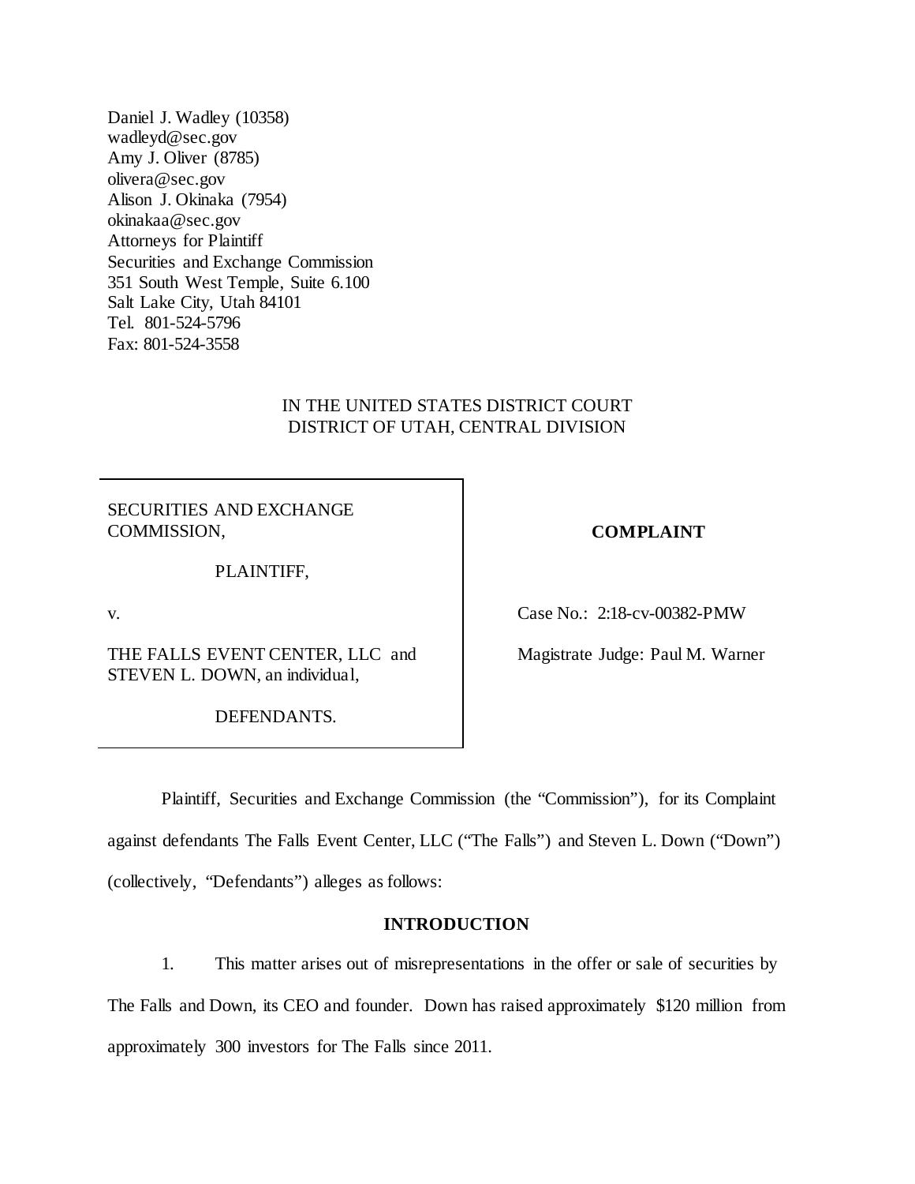Daniel J. Wadley (10358)
wadleyd@sec.gov
Amy J. Oliver (8785)
olivera@sec.gov
Alison J. Okinaka (7954)
okinakaa@sec.gov
Attorneys for Plaintiff
Securities and Exchange Commission
351 South West Temple, Suite 6.100
Salt Lake City, Utah 84101
Tel. 801-524-5796
Fax: 801-524-3558

IN THE UNITED STATES DISTRICT COURT
DISTRICT OF UTAH, CENTRAL DIVISION

| | |
|---|---|
| SECURITIES AND EXCHANGE COMMISSION,<br><br>PLAINTIFF,<br><br>v.<br><br>THE FALLS EVENT CENTER, LLC and STEVEN L. DOWN, an individual,<br><br>DEFENDANTS. | **COMPLAINT**<br><br>Case No.: 2:18-cv-00382-PMW<br><br>Magistrate Judge: Paul M. Warner |

Plaintiff, Securities and Exchange Commission (the "Commission"), for its Complaint against defendants The Falls Event Center, LLC ("The Falls") and Steven L. Down ("Down") (collectively, "Defendants") alleges as follows:

## INTRODUCTION

1. This matter arises out of misrepresentations in the offer or sale of securities by The Falls and Down, its CEO and founder. Down has raised approximately $120 million from approximately 300 investors for The Falls since 2011.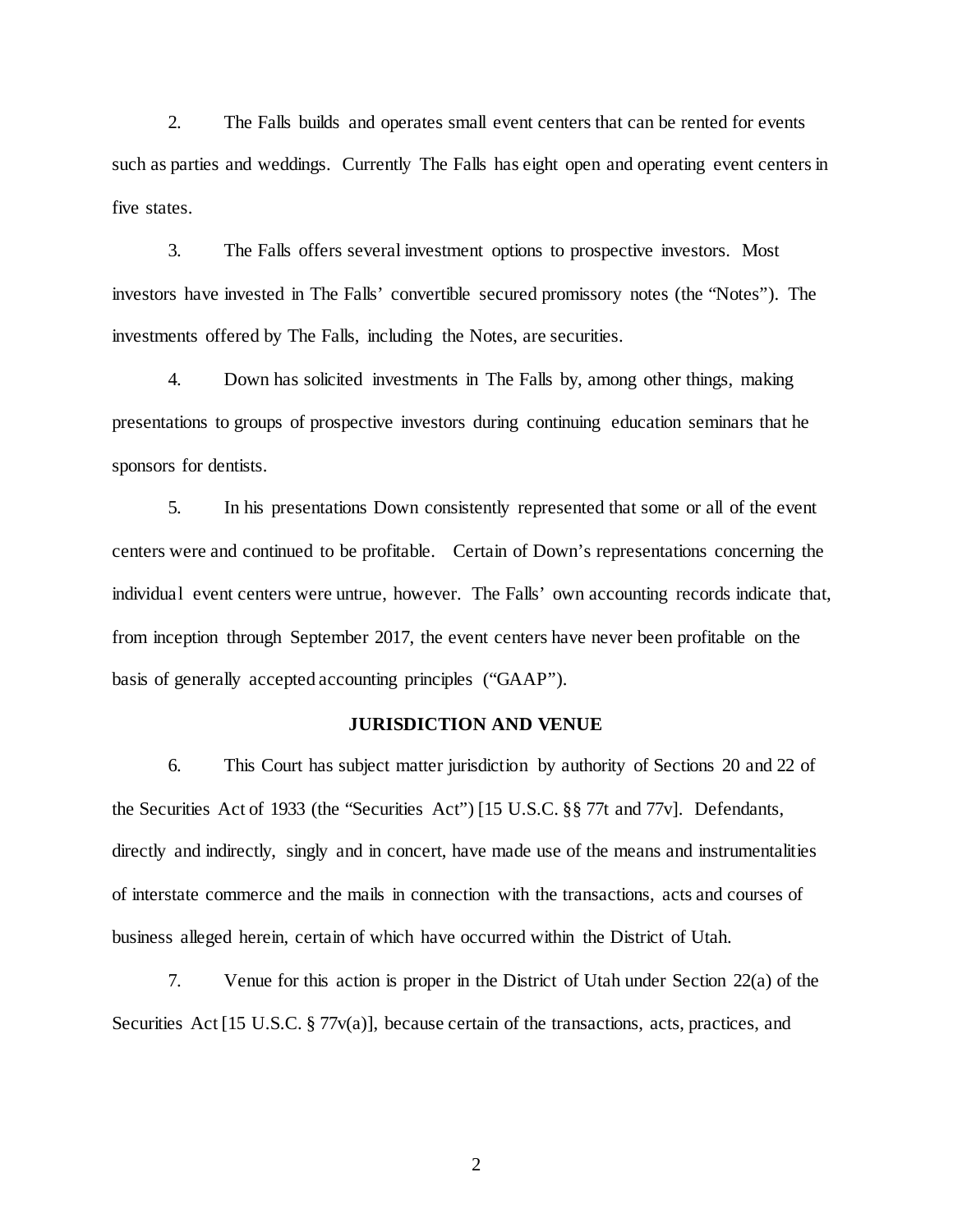2. The Falls builds and operates small event centers that can be rented for events such as parties and weddings. Currently The Falls has eight open and operating event centers in five states.

3. The Falls offers several investment options to prospective investors. Most investors have invested in The Falls' convertible secured promissory notes (the "Notes"). The investments offered by The Falls, including the Notes, are securities.

4. Down has solicited investments in The Falls by, among other things, making presentations to groups of prospective investors during continuing education seminars that he sponsors for dentists.

5. In his presentations Down consistently represented that some or all of the event centers were and continued to be profitable. Certain of Down's representations concerning the individual event centers were untrue, however. The Falls' own accounting records indicate that, from inception through September 2017, the event centers have never been profitable on the basis of generally accepted accounting principles ("GAAP").

**JURISDICTION AND VENUE**

6. This Court has subject matter jurisdiction by authority of Sections 20 and 22 of the Securities Act of 1933 (the "Securities Act") [15 U.S.C. §§ 77t and 77v]. Defendants, directly and indirectly, singly and in concert, have made use of the means and instrumentalities of interstate commerce and the mails in connection with the transactions, acts and courses of business alleged herein, certain of which have occurred within the District of Utah.

7. Venue for this action is proper in the District of Utah under Section 22(a) of the Securities Act [15 U.S.C. § 77v(a)], because certain of the transactions, acts, practices, and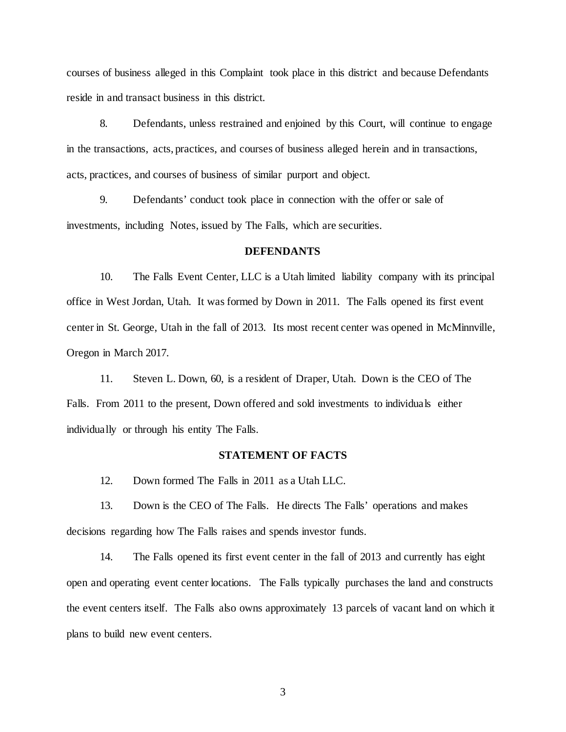courses of business alleged in this Complaint took place in this district and because Defendants reside in and transact business in this district.

8. Defendants, unless restrained and enjoined by this Court, will continue to engage in the transactions, acts, practices, and courses of business alleged herein and in transactions, acts, practices, and courses of business of similar purport and object.

9. Defendants' conduct took place in connection with the offer or sale of investments, including Notes, issued by The Falls, which are securities.

## DEFENDANTS

10. The Falls Event Center, LLC is a Utah limited liability company with its principal office in West Jordan, Utah. It was formed by Down in 2011. The Falls opened its first event center in St. George, Utah in the fall of 2013. Its most recent center was opened in McMinnville, Oregon in March 2017.

11. Steven L. Down, 60, is a resident of Draper, Utah. Down is the CEO of The Falls. From 2011 to the present, Down offered and sold investments to individuals either individually or through his entity The Falls.

## STATEMENT OF FACTS

12. Down formed The Falls in 2011 as a Utah LLC.

13. Down is the CEO of The Falls. He directs The Falls' operations and makes decisions regarding how The Falls raises and spends investor funds.

14. The Falls opened its first event center in the fall of 2013 and currently has eight open and operating event center locations. The Falls typically purchases the land and constructs the event centers itself. The Falls also owns approximately 13 parcels of vacant land on which it plans to build new event centers.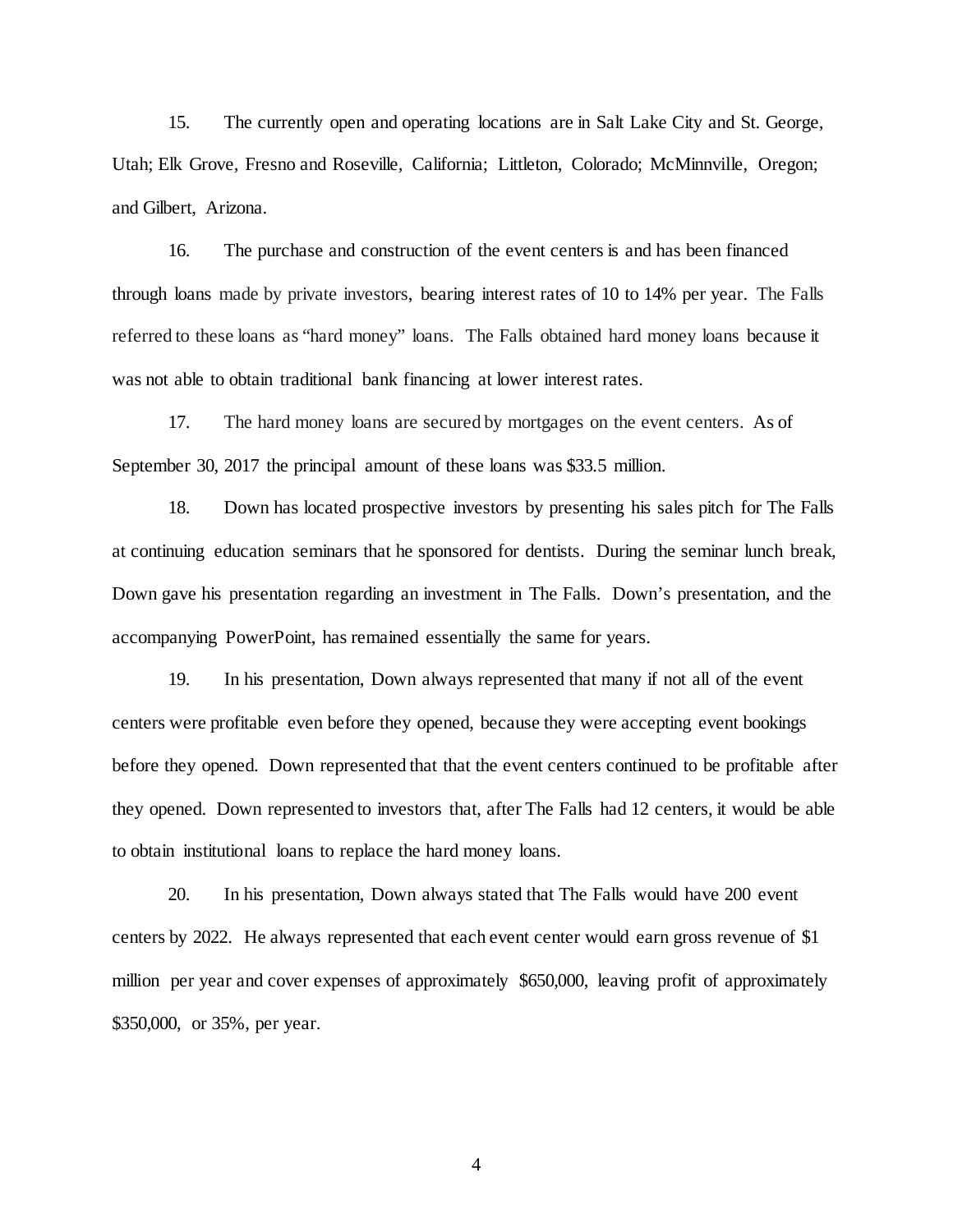15. The currently open and operating locations are in Salt Lake City and St. George, Utah; Elk Grove, Fresno and Roseville, California; Littleton, Colorado; McMinnville, Oregon; and Gilbert, Arizona.

16. The purchase and construction of the event centers is and has been financed through loans made by private investors, bearing interest rates of 10 to 14% per year. The Falls referred to these loans as "hard money" loans. The Falls obtained hard money loans because it was not able to obtain traditional bank financing at lower interest rates.

17. The hard money loans are secured by mortgages on the event centers. As of September 30, 2017 the principal amount of these loans was $33.5 million.

18. Down has located prospective investors by presenting his sales pitch for The Falls at continuing education seminars that he sponsored for dentists. During the seminar lunch break, Down gave his presentation regarding an investment in The Falls. Down's presentation, and the accompanying PowerPoint, has remained essentially the same for years.

19. In his presentation, Down always represented that many if not all of the event centers were profitable even before they opened, because they were accepting event bookings before they opened. Down represented that that the event centers continued to be profitable after they opened. Down represented to investors that, after The Falls had 12 centers, it would be able to obtain institutional loans to replace the hard money loans.

20. In his presentation, Down always stated that The Falls would have 200 event centers by 2022. He always represented that each event center would earn gross revenue of $1 million per year and cover expenses of approximately $650,000, leaving profit of approximately $350,000, or 35%, per year.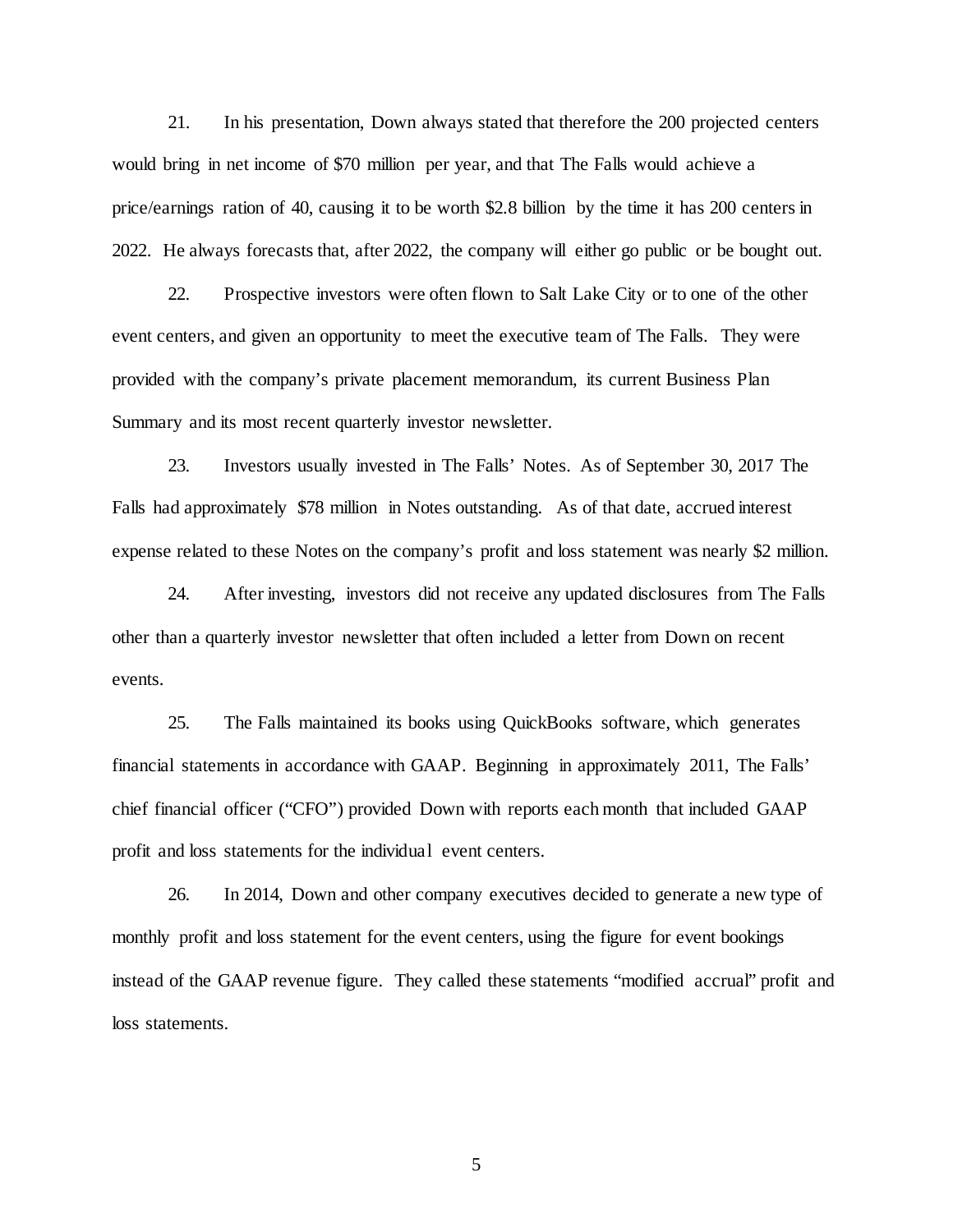21. In his presentation, Down always stated that therefore the 200 projected centers would bring in net income of $70 million per year, and that The Falls would achieve a price/earnings ration of 40, causing it to be worth $2.8 billion by the time it has 200 centers in 2022. He always forecasts that, after 2022, the company will either go public or be bought out.

22. Prospective investors were often flown to Salt Lake City or to one of the other event centers, and given an opportunity to meet the executive team of The Falls. They were provided with the company's private placement memorandum, its current Business Plan Summary and its most recent quarterly investor newsletter.

23. Investors usually invested in The Falls' Notes. As of September 30, 2017 The Falls had approximately $78 million in Notes outstanding. As of that date, accrued interest expense related to these Notes on the company's profit and loss statement was nearly $2 million.

24. After investing, investors did not receive any updated disclosures from The Falls other than a quarterly investor newsletter that often included a letter from Down on recent events.

25. The Falls maintained its books using QuickBooks software, which generates financial statements in accordance with GAAP. Beginning in approximately 2011, The Falls' chief financial officer ("CFO") provided Down with reports each month that included GAAP profit and loss statements for the individual event centers.

26. In 2014, Down and other company executives decided to generate a new type of monthly profit and loss statement for the event centers, using the figure for event bookings instead of the GAAP revenue figure. They called these statements "modified accrual" profit and loss statements.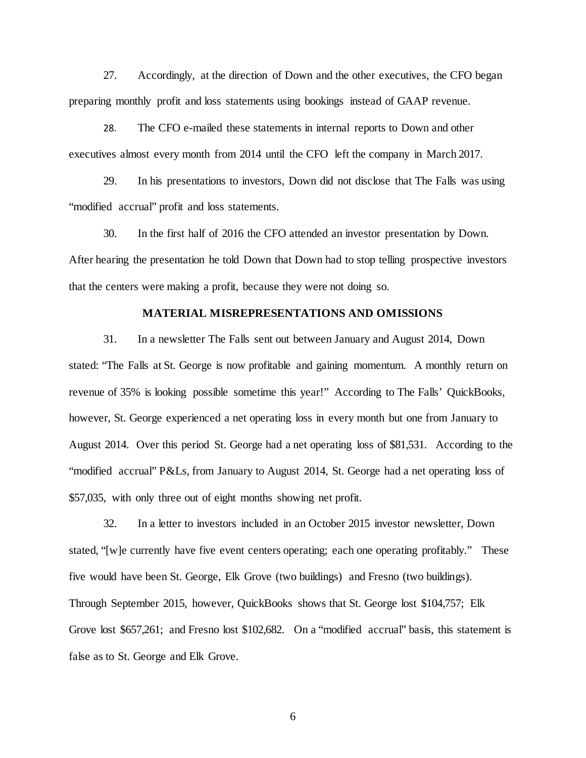27. Accordingly, at the direction of Down and the other executives, the CFO began preparing monthly profit and loss statements using bookings instead of GAAP revenue.

28. The CFO e-mailed these statements in internal reports to Down and other executives almost every month from 2014 until the CFO left the company in March 2017.

29. In his presentations to investors, Down did not disclose that The Falls was using "modified accrual" profit and loss statements.

30. In the first half of 2016 the CFO attended an investor presentation by Down. After hearing the presentation he told Down that Down had to stop telling prospective investors that the centers were making a profit, because they were not doing so.

## MATERIAL MISREPRESENTATIONS AND OMISSIONS

31. In a newsletter The Falls sent out between January and August 2014, Down stated: "The Falls at St. George is now profitable and gaining momentum. A monthly return on revenue of 35% is looking possible sometime this year!" According to The Falls' QuickBooks, however, St. George experienced a net operating loss in every month but one from January to August 2014. Over this period St. George had a net operating loss of $81,531. According to the "modified accrual" P&Ls, from January to August 2014, St. George had a net operating loss of $57,035, with only three out of eight months showing net profit.

32. In a letter to investors included in an October 2015 investor newsletter, Down stated, "[w]e currently have five event centers operating; each one operating profitably." These five would have been St. George, Elk Grove (two buildings) and Fresno (two buildings). Through September 2015, however, QuickBooks shows that St. George lost $104,757; Elk Grove lost $657,261; and Fresno lost $102,682. On a "modified accrual" basis, this statement is false as to St. George and Elk Grove.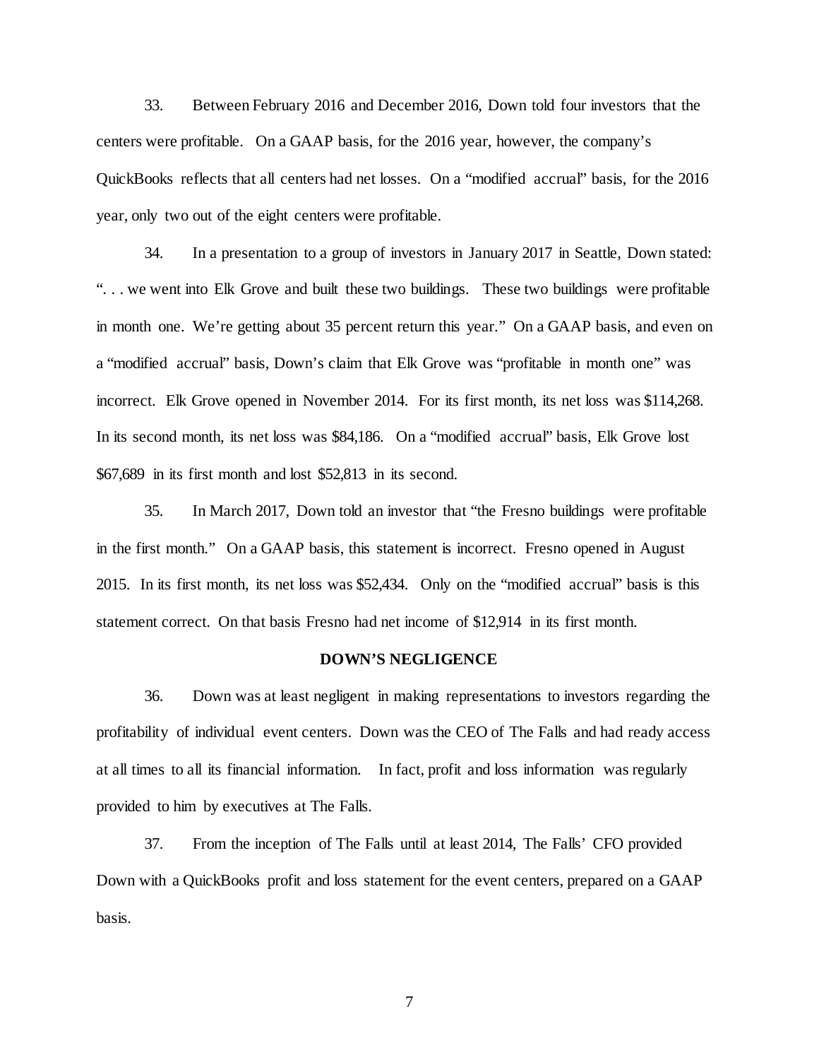33. Between February 2016 and December 2016, Down told four investors that the centers were profitable. On a GAAP basis, for the 2016 year, however, the company's QuickBooks reflects that all centers had net losses. On a "modified accrual" basis, for the 2016 year, only two out of the eight centers were profitable.

34. In a presentation to a group of investors in January 2017 in Seattle, Down stated: ". . . we went into Elk Grove and built these two buildings. These two buildings were profitable in month one. We're getting about 35 percent return this year." On a GAAP basis, and even on a "modified accrual" basis, Down's claim that Elk Grove was "profitable in month one" was incorrect. Elk Grove opened in November 2014. For its first month, its net loss was $114,268. In its second month, its net loss was $84,186. On a "modified accrual" basis, Elk Grove lost $67,689 in its first month and lost $52,813 in its second.

35. In March 2017, Down told an investor that "the Fresno buildings were profitable in the first month." On a GAAP basis, this statement is incorrect. Fresno opened in August 2015. In its first month, its net loss was $52,434. Only on the "modified accrual" basis is this statement correct. On that basis Fresno had net income of $12,914 in its first month.

## DOWN'S NEGLIGENCE

36. Down was at least negligent in making representations to investors regarding the profitability of individual event centers. Down was the CEO of The Falls and had ready access at all times to all its financial information. In fact, profit and loss information was regularly provided to him by executives at The Falls.

37. From the inception of The Falls until at least 2014, The Falls' CFO provided Down with a QuickBooks profit and loss statement for the event centers, prepared on a GAAP basis.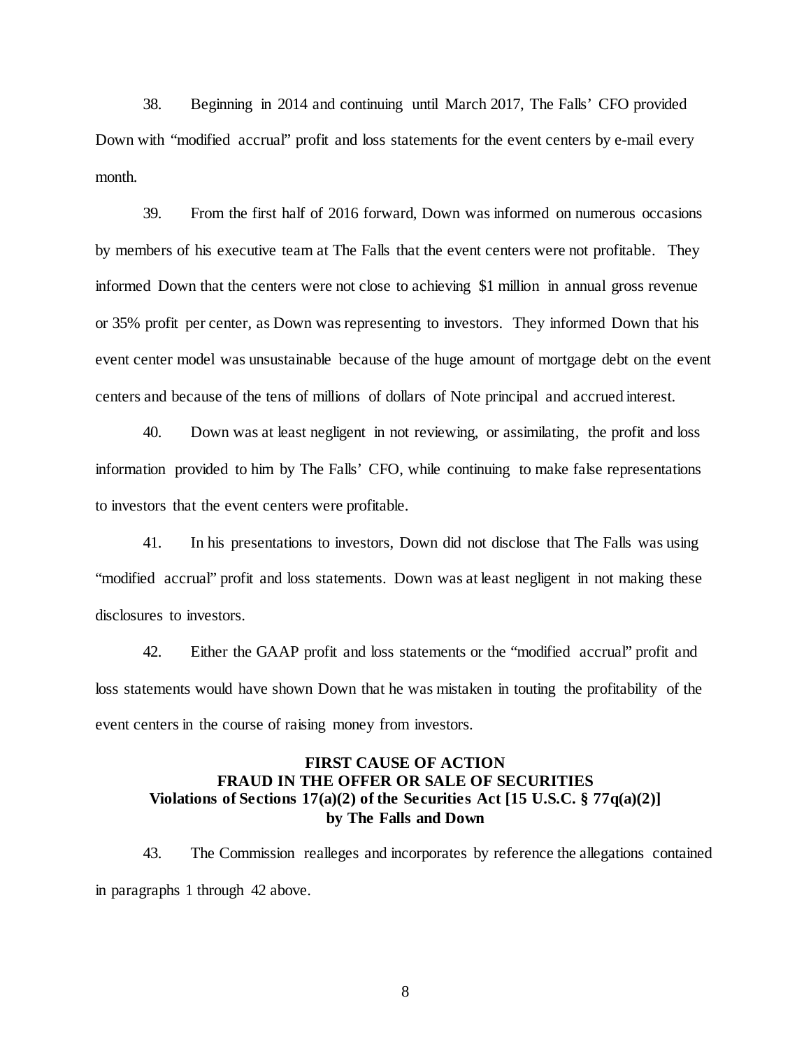38. Beginning in 2014 and continuing until March 2017, The Falls' CFO provided Down with "modified accrual" profit and loss statements for the event centers by e-mail every month.

39. From the first half of 2016 forward, Down was informed on numerous occasions by members of his executive team at The Falls that the event centers were not profitable. They informed Down that the centers were not close to achieving $1 million in annual gross revenue or 35% profit per center, as Down was representing to investors. They informed Down that his event center model was unsustainable because of the huge amount of mortgage debt on the event centers and because of the tens of millions of dollars of Note principal and accrued interest.

40. Down was at least negligent in not reviewing, or assimilating, the profit and loss information provided to him by The Falls' CFO, while continuing to make false representations to investors that the event centers were profitable.

41. In his presentations to investors, Down did not disclose that The Falls was using "modified accrual" profit and loss statements. Down was at least negligent in not making these disclosures to investors.

42. Either the GAAP profit and loss statements or the "modified accrual" profit and loss statements would have shown Down that he was mistaken in touting the profitability of the event centers in the course of raising money from investors.

**FIRST CAUSE OF ACTION**
**FRAUD IN THE OFFER OR SALE OF SECURITIES**
**Violations of Sections 17(a)(2) of the Securities Act [15 U.S.C. § 77q(a)(2)]**
**by The Falls and Down**

43. The Commission realleges and incorporates by reference the allegations contained in paragraphs 1 through 42 above.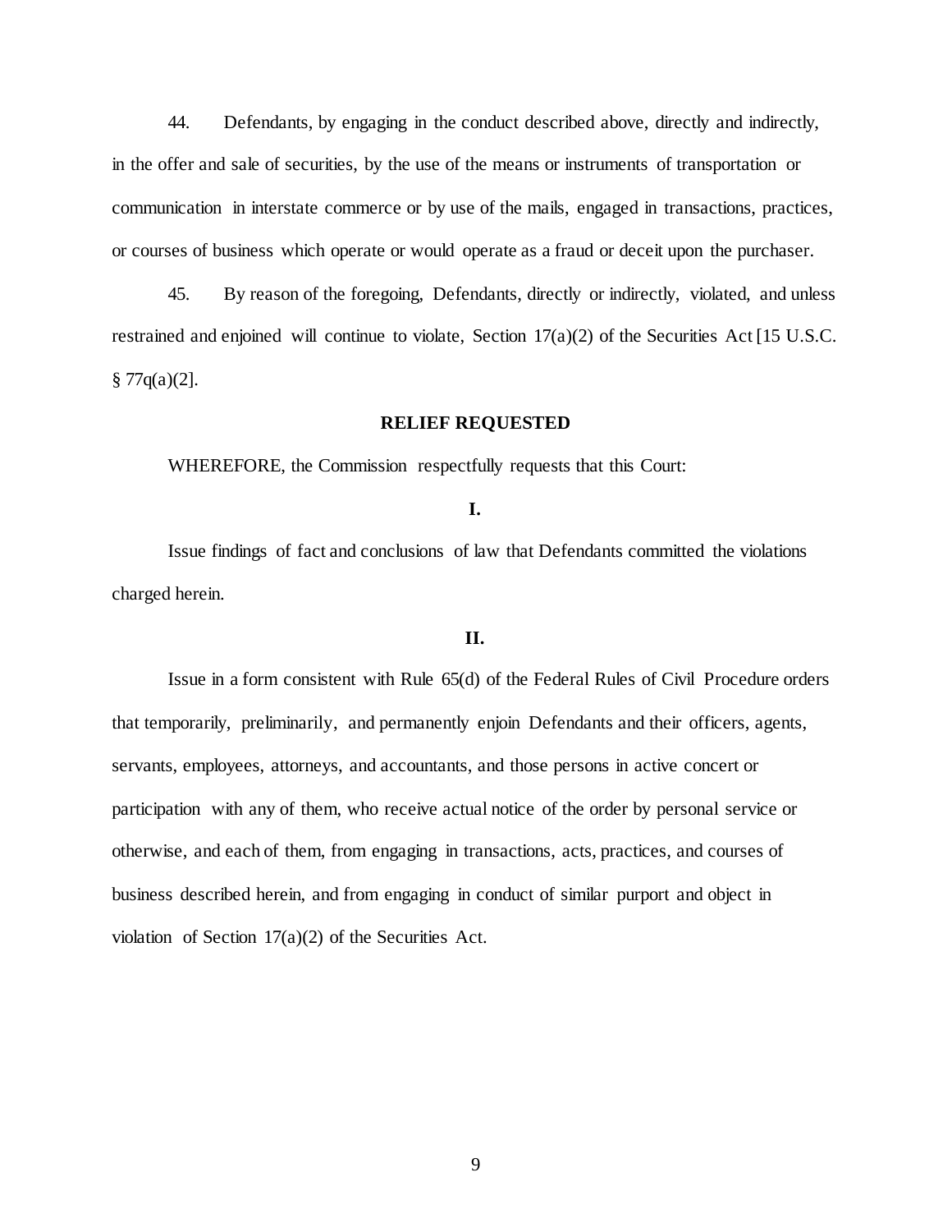44. Defendants, by engaging in the conduct described above, directly and indirectly, in the offer and sale of securities, by the use of the means or instruments of transportation or communication in interstate commerce or by use of the mails, engaged in transactions, practices, or courses of business which operate or would operate as a fraud or deceit upon the purchaser.

45. By reason of the foregoing, Defendants, directly or indirectly, violated, and unless restrained and enjoined will continue to violate, Section 17(a)(2) of the Securities Act [15 U.S.C. § 77q(a)(2].

**RELIEF REQUESTED**

WHEREFORE, the Commission respectfully requests that this Court:

**I.**

Issue findings of fact and conclusions of law that Defendants committed the violations charged herein.

**II.**

Issue in a form consistent with Rule 65(d) of the Federal Rules of Civil Procedure orders that temporarily, preliminarily, and permanently enjoin Defendants and their officers, agents, servants, employees, attorneys, and accountants, and those persons in active concert or participation with any of them, who receive actual notice of the order by personal service or otherwise, and each of them, from engaging in transactions, acts, practices, and courses of business described herein, and from engaging in conduct of similar purport and object in violation of Section 17(a)(2) of the Securities Act.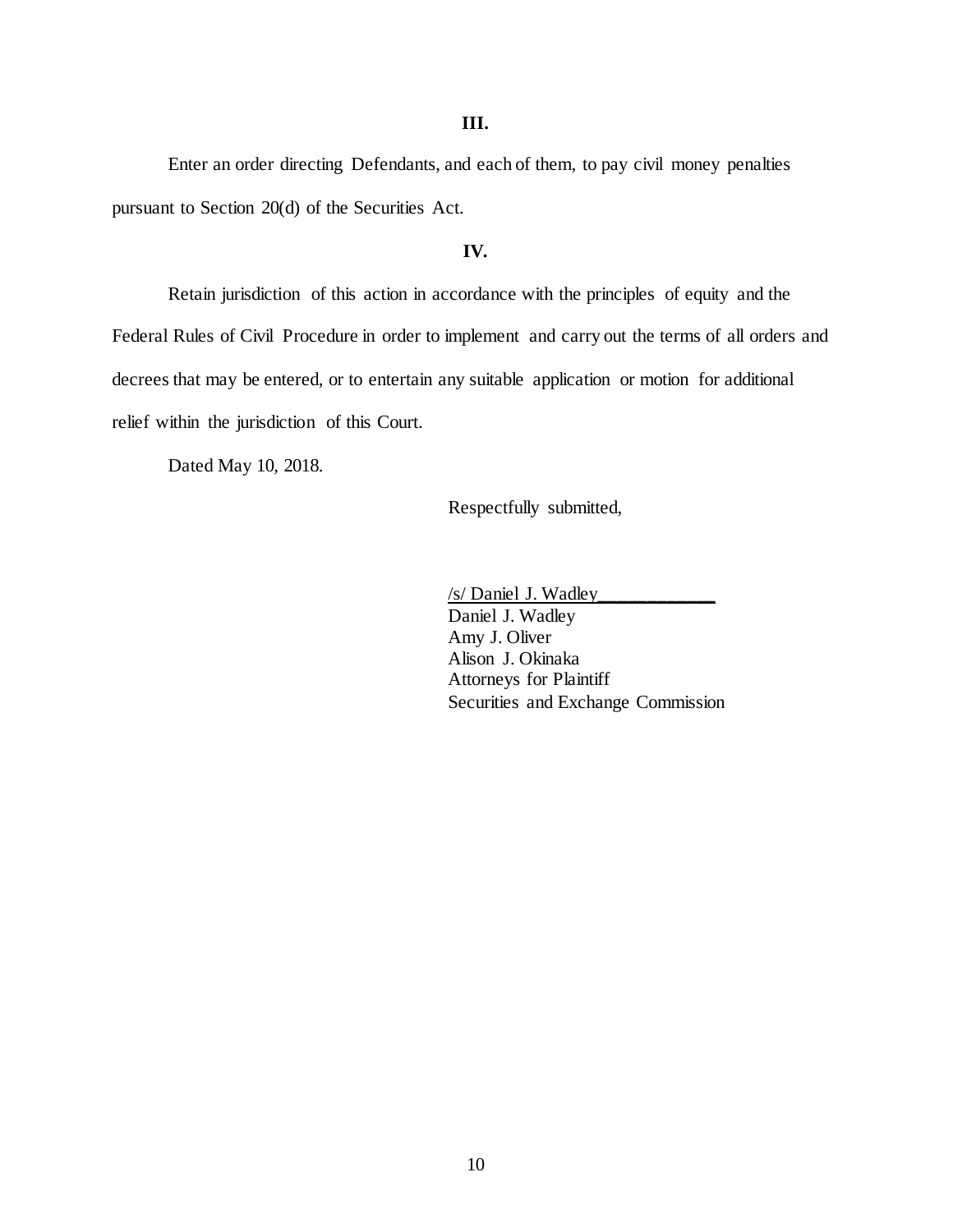**III.**

Enter an order directing Defendants, and each of them, to pay civil money penalties pursuant to Section 20(d) of the Securities Act.

**IV.**

Retain jurisdiction of this action in accordance with the principles of equity and the Federal Rules of Civil Procedure in order to implement and carry out the terms of all orders and decrees that may be entered, or to entertain any suitable application or motion for additional relief within the jurisdiction of this Court.

Dated May 10, 2018.

Respectfully submitted,

/s/ Daniel J. Wadley

Daniel J. Wadley  
Amy J. Oliver  
Alison J. Okinaka  
Attorneys for Plaintiff  
Securities and Exchange Commission